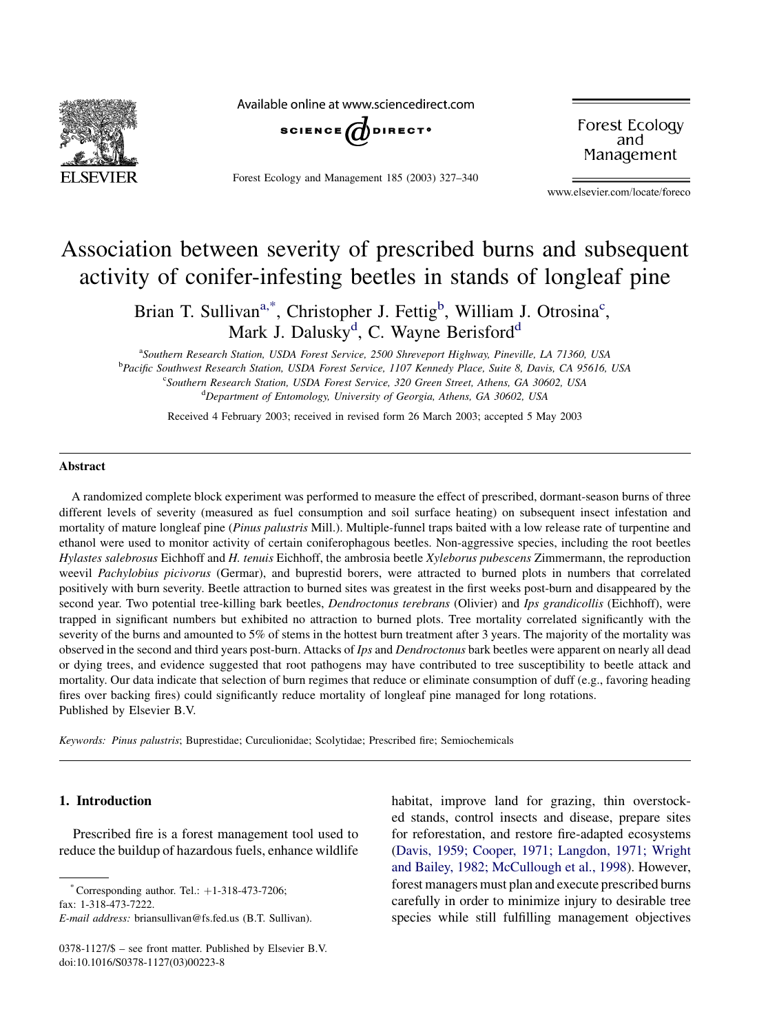# Association between severity of prescribed burns and subsequent activity of conifer-infesting beetles in stands of longleaf pine

Brian T. Sullivan[a,*], Christopher J. Fettig[b], William J. Otrosina[c], Mark J. Dalusky[d], C. Wayne Berisford[d]

[a]Southern Research Station, USDA Forest Service, 2500 Shreveport Highway, Pineville, LA 71360, USA
[b]Pacific Southwest Research Station, USDA Forest Service, 1107 Kennedy Place, Suite 8, Davis, CA 95616, USA
[c]Southern Research Station, USDA Forest Service, 320 Green Street, Athens, GA 30602, USA
[d]Department of Entomology, University of Georgia, Athens, GA 30602, USA

Received 4 February 2003; received in revised form 26 March 2003; accepted 5 May 2003

## Abstract

A randomized complete block experiment was performed to measure the effect of prescribed, dormant-season burns of three different levels of severity (measured as fuel consumption and soil surface heating) on subsequent insect infestation and mortality of mature longleaf pine (*Pinus palustris* Mill.). Multiple-funnel traps baited with a low release rate of turpentine and ethanol were used to monitor activity of certain coniferophagous beetles. Non-aggressive species, including the root beetles *Hylastes salebrosus* Eichhoff and *H. tenuis* Eichhoff, the ambrosia beetle *Xyleborus pubescens* Zimmermann, the reproduction weevil *Pachylobius picivorus* (Germar), and buprestid borers, were attracted to burned plots in numbers that correlated positively with burn severity. Beetle attraction to burned sites was greatest in the first weeks post-burn and disappeared by the second year. Two potential tree-killing bark beetles, *Dendroctonus terebrans* (Olivier) and *Ips grandicollis* (Eichhoff), were trapped in significant numbers but exhibited no attraction to burned plots. Tree mortality correlated significantly with the severity of the burns and amounted to 5% of stems in the hottest burn treatment after 3 years. The majority of the mortality was observed in the second and third years post-burn. Attacks of *Ips* and *Dendroctonus* bark beetles were apparent on nearly all dead or dying trees, and evidence suggested that root pathogens may have contributed to tree susceptibility to beetle attack and mortality. Our data indicate that selection of burn regimes that reduce or eliminate consumption of duff (e.g., favoring heading fires over backing fires) could significantly reduce mortality of longleaf pine managed for long rotations.
Published by Elsevier B.V.

*Keywords:* *Pinus palustris*; Buprestidae; Curculionidae; Scolytidae; Prescribed fire; Semiochemicals

## 1. Introduction

Prescribed fire is a forest management tool used to reduce the buildup of hazardous fuels, enhance wildlife habitat, improve land for grazing, thin overstocked stands, control insects and disease, prepare sites for reforestation, and restore fire-adapted ecosystems (Davis, 1959; Cooper, 1971; Langdon, 1971; Wright and Bailey, 1982; McCullough et al., 1998). However, forest managers must plan and execute prescribed burns carefully in order to minimize injury to desirable tree species while still fulfilling management objectives

*Corresponding author. Tel.: +1-318-473-7206; fax: 1-318-473-7222.
*E-mail address:* briansullivan@fs.fed.us (B.T. Sullivan).

0378-1127/$ – see front matter. Published by Elsevier B.V.
doi:10.1016/S0378-1127(03)00223-8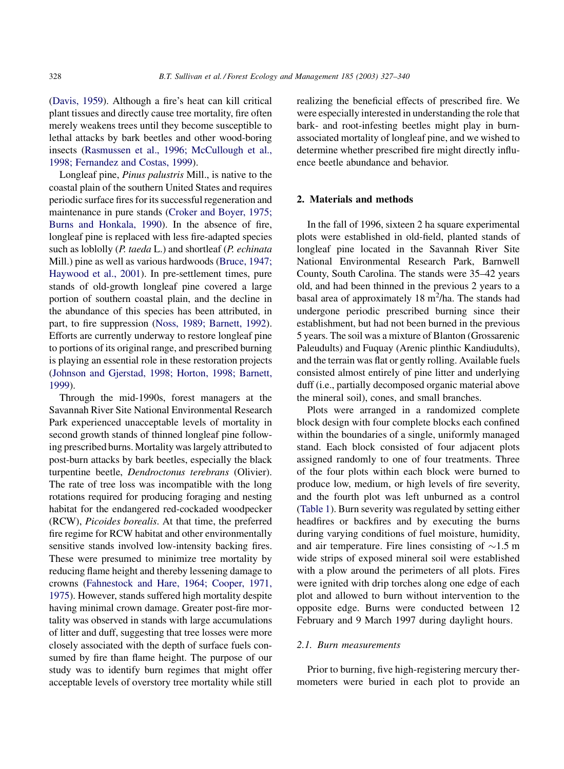(Davis, 1959). Although a fire's heat can kill critical plant tissues and directly cause tree mortality, fire often merely weakens trees until they become susceptible to lethal attacks by bark beetles and other wood-boring insects (Rasmussen et al., 1996; McCullough et al., 1998; Fernandez and Costas, 1999).

Longleaf pine, *Pinus palustris* Mill., is native to the coastal plain of the southern United States and requires periodic surface fires for its successful regeneration and maintenance in pure stands (Croker and Boyer, 1975; Burns and Honkala, 1990). In the absence of fire, longleaf pine is replaced with less fire-adapted species such as loblolly (*P. taeda* L.) and shortleaf (*P. echinata* Mill.) pine as well as various hardwoods (Bruce, 1947; Haywood et al., 2001). In pre-settlement times, pure stands of old-growth longleaf pine covered a large portion of southern coastal plain, and the decline in the abundance of this species has been attributed, in part, to fire suppression (Noss, 1989; Barnett, 1992). Efforts are currently underway to restore longleaf pine to portions of its original range, and prescribed burning is playing an essential role in these restoration projects (Johnson and Gjerstad, 1998; Horton, 1998; Barnett, 1999).

Through the mid-1990s, forest managers at the Savannah River Site National Environmental Research Park experienced unacceptable levels of mortality in second growth stands of thinned longleaf pine following prescribed burns. Mortality was largely attributed to post-burn attacks by bark beetles, especially the black turpentine beetle, *Dendroctonus terebrans* (Olivier). The rate of tree loss was incompatible with the long rotations required for producing foraging and nesting habitat for the endangered red-cockaded woodpecker (RCW), *Picoides borealis*. At that time, the preferred fire regime for RCW habitat and other environmentally sensitive stands involved low-intensity backing fires. These were presumed to minimize tree mortality by reducing flame height and thereby lessening damage to crowns (Fahnestock and Hare, 1964; Cooper, 1971, 1975). However, stands suffered high mortality despite having minimal crown damage. Greater post-fire mortality was observed in stands with large accumulations of litter and duff, suggesting that tree losses were more closely associated with the depth of surface fuels consumed by fire than flame height. The purpose of our study was to identify burn regimes that might offer acceptable levels of overstory tree mortality while still realizing the beneficial effects of prescribed fire. We were especially interested in understanding the role that bark- and root-infesting beetles might play in burn-associated mortality of longleaf pine, and we wished to determine whether prescribed fire might directly influence beetle abundance and behavior.

## 2. Materials and methods

In the fall of 1996, sixteen 2 ha square experimental plots were established in old-field, planted stands of longleaf pine located in the Savannah River Site National Environmental Research Park, Barnwell County, South Carolina. The stands were 35–42 years old, and had been thinned in the previous 2 years to a basal area of approximately 18 $m^2$/ha. The stands had undergone periodic prescribed burning since their establishment, but had not been burned in the previous 5 years. The soil was a mixture of Blanton (Grossarenic Paleudults) and Fuquay (Arenic plinthic Kandiudults), and the terrain was flat or gently rolling. Available fuels consisted almost entirely of pine litter and underlying duff (i.e., partially decomposed organic material above the mineral soil), cones, and small branches.

Plots were arranged in a randomized complete block design with four complete blocks each confined within the boundaries of a single, uniformly managed stand. Each block consisted of four adjacent plots assigned randomly to one of four treatments. Three of the four plots within each block were burned to produce low, medium, or high levels of fire severity, and the fourth plot was left unburned as a control (Table 1). Burn severity was regulated by setting either headfires or backfires and by executing the burns during varying conditions of fuel moisture, humidity, and air temperature. Fire lines consisting of ~1.5 m wide strips of exposed mineral soil were established with a plow around the perimeters of all plots. Fires were ignited with drip torches along one edge of each plot and allowed to burn without intervention to the opposite edge. Burns were conducted between 12 February and 9 March 1997 during daylight hours.

### 2.1. Burn measurements

Prior to burning, five high-registering mercury thermometers were buried in each plot to provide an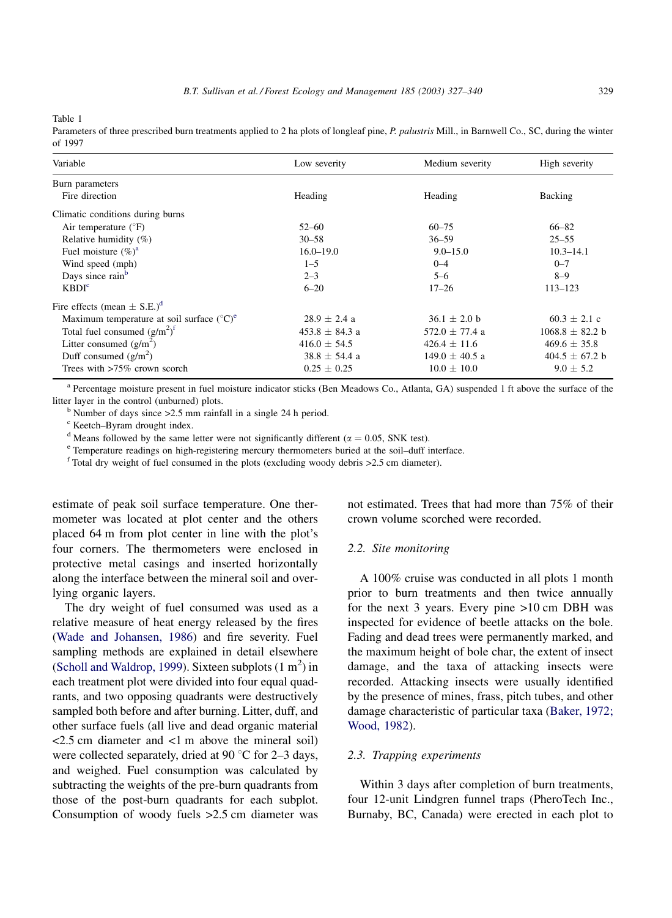Table 1
Parameters of three prescribed burn treatments applied to 2 ha plots of longleaf pine, *P. palustris* Mill., in Barnwell Co., SC, during the winter of 1997

| Variable | Low severity | Medium severity | High severity |
|---|---|---|---|
| Burn parameters | | | |
| Fire direction | Heading | Heading | Backing |
| Climatic conditions during burns | | | |
| Air temperature (°F) | 52–60 | 60–75 | 66–82 |
| Relative humidity (%) | 30–58 | 36–59 | 25–55 |
| Fuel moisture (%)[a] | 16.0–19.0 | 9.0–15.0 | 10.3–14.1 |
| Wind speed (mph) | 1–5 | 0–4 | 0–7 |
| Days since rain[b] | 2–3 | 5–6 | 8–9 |
| KBDI[c] | 6–20 | 17–26 | 113–123 |
| Fire effects (mean ± S.E.)[d] | | | |
| Maximum temperature at soil surface (°C)[e] | 28.9 ± 2.4 a | 36.1 ± 2.0 b | 60.3 ± 2.1 c |
| Total fuel consumed (g/m$^2$)[f] | 453.8 ± 84.3 a | 572.0 ± 77.4 a | 1068.8 ± 82.2 b |
| Litter consumed (g/m$^2$) | 416.0 ± 54.5 | 426.4 ± 11.6 | 469.6 ± 35.8 |
| Duff consumed (g/m$^2$) | 38.8 ± 54.4 a | 149.0 ± 40.5 a | 404.5 ± 67.2 b |
| Trees with >75% crown scorch | 0.25 ± 0.25 | 10.0 ± 10.0 | 9.0 ± 5.2 |

[a] Percentage moisture present in fuel moisture indicator sticks (Ben Meadows Co., Atlanta, GA) suspended 1 ft above the surface of the litter layer in the control (unburned) plots.

[b] Number of days since >2.5 mm rainfall in a single 24 h period.

[c] Keetch–Byram drought index.

[d] Means followed by the same letter were not significantly different ($\alpha = 0.05$, SNK test).

[e] Temperature readings on high-registering mercury thermometers buried at the soil–duff interface.

[f] Total dry weight of fuel consumed in the plots (excluding woody debris >2.5 cm diameter).

estimate of peak soil surface temperature. One thermometer was located at plot center and the others placed 64 m from plot center in line with the plot's four corners. The thermometers were enclosed in protective metal casings and inserted horizontally along the interface between the mineral soil and overlying organic layers.

The dry weight of fuel consumed was used as a relative measure of heat energy released by the fires (Wade and Johansen, 1986) and fire severity. Fuel sampling methods are explained in detail elsewhere (Scholl and Waldrop, 1999). Sixteen subplots (1 m$^2$) in each treatment plot were divided into four equal quadrants, and two opposing quadrants were destructively sampled both before and after burning. Litter, duff, and other surface fuels (all live and dead organic material <2.5 cm diameter and <1 m above the mineral soil) were collected separately, dried at 90 °C for 2–3 days, and weighed. Fuel consumption was calculated by subtracting the weights of the pre-burn quadrants from those of the post-burn quadrants for each subplot. Consumption of woody fuels >2.5 cm diameter was not estimated. Trees that had more than 75% of their crown volume scorched were recorded.

### 2.2. Site monitoring

A 100% cruise was conducted in all plots 1 month prior to burn treatments and then twice annually for the next 3 years. Every pine >10 cm DBH was inspected for evidence of beetle attacks on the bole. Fading and dead trees were permanently marked, and the maximum height of bole char, the extent of insect damage, and the taxa of attacking insects were recorded. Attacking insects were usually identified by the presence of mines, frass, pitch tubes, and other damage characteristic of particular taxa (Baker, 1972; Wood, 1982).

### 2.3. Trapping experiments

Within 3 days after completion of burn treatments, four 12-unit Lindgren funnel traps (PheroTech Inc., Burnaby, BC, Canada) were erected in each plot to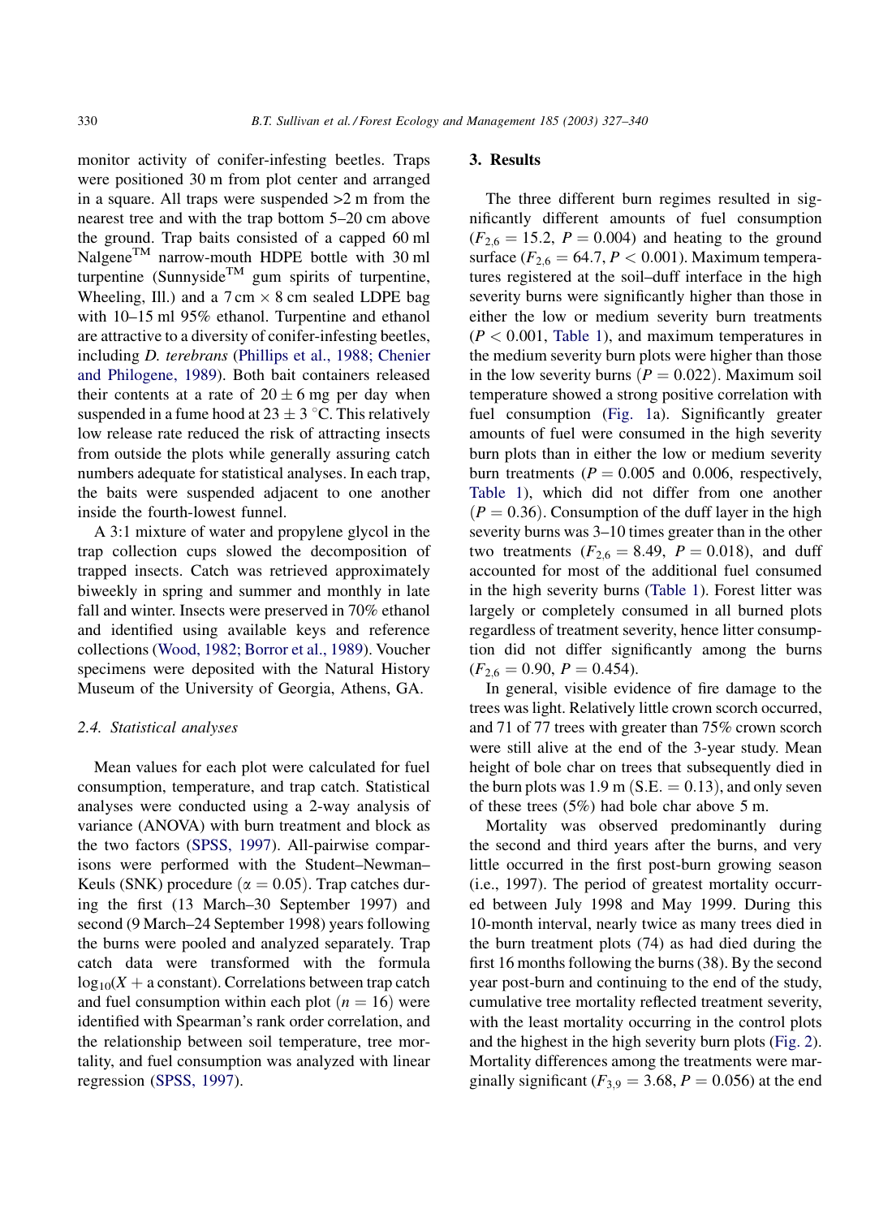monitor activity of conifer-infesting beetles. Traps were positioned 30 m from plot center and arranged in a square. All traps were suspended >2 m from the nearest tree and with the trap bottom 5–20 cm above the ground. Trap baits consisted of a capped 60 ml Nalgene™ narrow-mouth HDPE bottle with 30 ml turpentine (Sunnyside™ gum spirits of turpentine, Wheeling, Ill.) and a 7 cm × 8 cm sealed LDPE bag with 10–15 ml 95% ethanol. Turpentine and ethanol are attractive to a diversity of conifer-infesting beetles, including *D. terebrans* (Phillips et al., 1988; Chenier and Philogene, 1989). Both bait containers released their contents at a rate of $20 \pm 6$ mg per day when suspended in a fume hood at $23 \pm 3$ °C. This relatively low release rate reduced the risk of attracting insects from outside the plots while generally assuring catch numbers adequate for statistical analyses. In each trap, the baits were suspended adjacent to one another inside the fourth-lowest funnel.

A 3:1 mixture of water and propylene glycol in the trap collection cups slowed the decomposition of trapped insects. Catch was retrieved approximately biweekly in spring and summer and monthly in late fall and winter. Insects were preserved in 70% ethanol and identified using available keys and reference collections (Wood, 1982; Borror et al., 1989). Voucher specimens were deposited with the Natural History Museum of the University of Georgia, Athens, GA.

### 2.4. Statistical analyses

Mean values for each plot were calculated for fuel consumption, temperature, and trap catch. Statistical analyses were conducted using a 2-way analysis of variance (ANOVA) with burn treatment and block as the two factors (SPSS, 1997). All-pairwise comparisons were performed with the Student–Newman–Keuls (SNK) procedure ($\alpha = 0.05$). Trap catches during the first (13 March–30 September 1997) and second (9 March–24 September 1998) years following the burns were pooled and analyzed separately. Trap catch data were transformed with the formula $\log_{10}(X + \text{a constant})$. Correlations between trap catch and fuel consumption within each plot ($n = 16$) were identified with Spearman's rank order correlation, and the relationship between soil temperature, tree mortality, and fuel consumption was analyzed with linear regression (SPSS, 1997).

## 3. Results

The three different burn regimes resulted in significantly different amounts of fuel consumption ($F_{2,6} = 15.2$, $P = 0.004$) and heating to the ground surface ($F_{2,6} = 64.7$, $P < 0.001$). Maximum temperatures registered at the soil–duff interface in the high severity burns were significantly higher than those in either the low or medium severity burn treatments ($P < 0.001$, Table 1), and maximum temperatures in the medium severity burn plots were higher than those in the low severity burns ($P = 0.022$). Maximum soil temperature showed a strong positive correlation with fuel consumption (Fig. 1a). Significantly greater amounts of fuel were consumed in the high severity burn plots than in either the low or medium severity burn treatments ($P = 0.005$ and 0.006, respectively, Table 1), which did not differ from one another ($P = 0.36$). Consumption of the duff layer in the high severity burns was 3–10 times greater than in the other two treatments ($F_{2,6} = 8.49$, $P = 0.018$), and duff accounted for most of the additional fuel consumed in the high severity burns (Table 1). Forest litter was largely or completely consumed in all burned plots regardless of treatment severity, hence litter consumption did not differ significantly among the burns ($F_{2,6} = 0.90$, $P = 0.454$).

In general, visible evidence of fire damage to the trees was light. Relatively little crown scorch occurred, and 71 of 77 trees with greater than 75% crown scorch were still alive at the end of the 3-year study. Mean height of bole char on trees that subsequently died in the burn plots was 1.9 m (S.E. = 0.13), and only seven of these trees (5%) had bole char above 5 m.

Mortality was observed predominantly during the second and third years after the burns, and very little occurred in the first post-burn growing season (i.e., 1997). The period of greatest mortality occurred between July 1998 and May 1999. During this 10-month interval, nearly twice as many trees died in the burn treatment plots (74) as had died during the first 16 months following the burns (38). By the second year post-burn and continuing to the end of the study, cumulative tree mortality reflected treatment severity, with the least mortality occurring in the control plots and the highest in the high severity burn plots (Fig. 2). Mortality differences among the treatments were marginally significant ($F_{3,9} = 3.68$, $P = 0.056$) at the end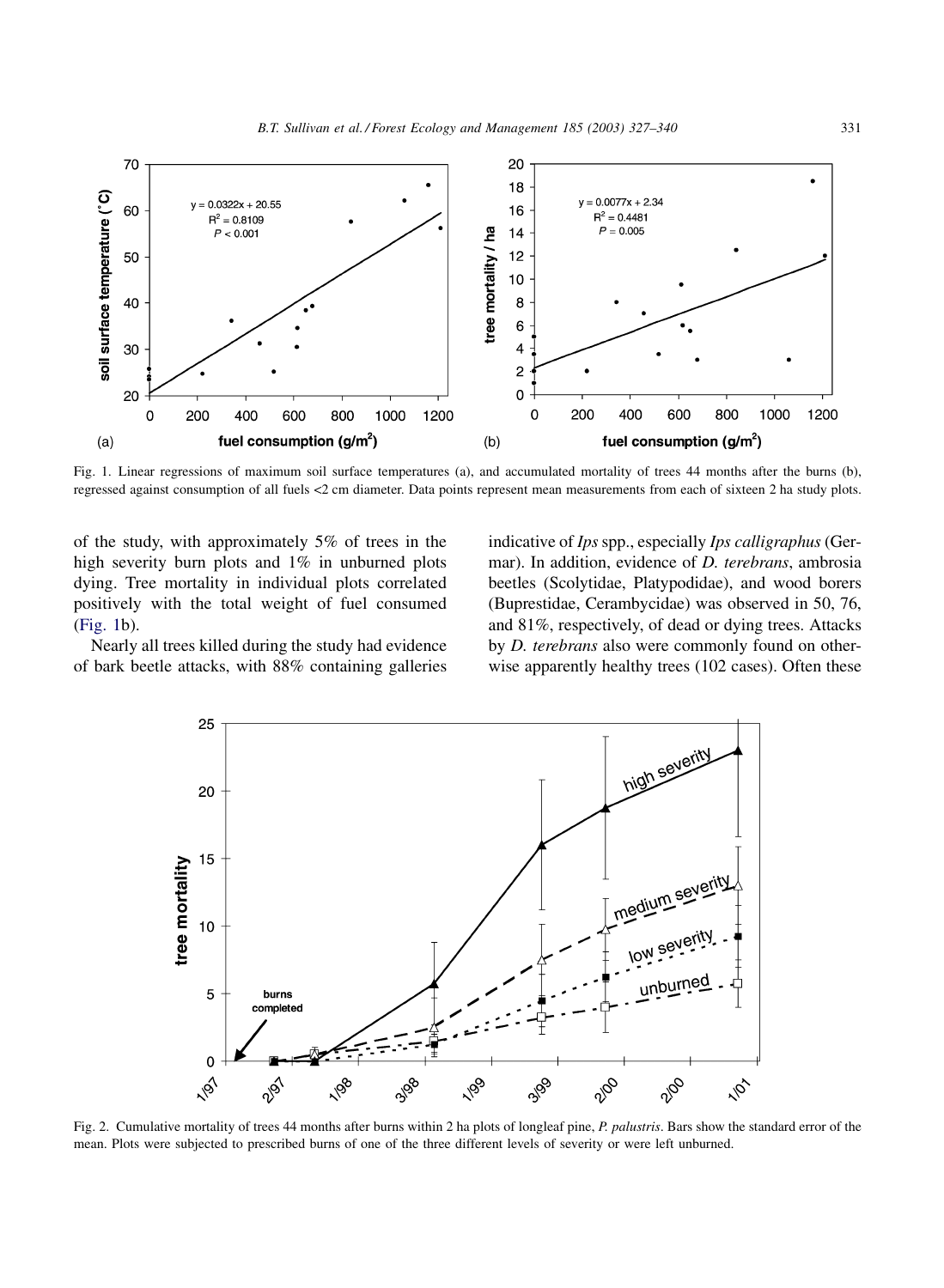Fig. 1. Linear regressions of maximum soil surface temperatures (a), and accumulated mortality of trees 44 months after the burns (b), regressed against consumption of all fuels <2 cm diameter. Data points represent mean measurements from each of sixteen 2 ha study plots.

of the study, with approximately 5% of trees in the high severity burn plots and 1% in unburned plots dying. Tree mortality in individual plots correlated positively with the total weight of fuel consumed (Fig. 1b).

Nearly all trees killed during the study had evidence of bark beetle attacks, with 88% containing galleries indicative of *Ips* spp., especially *Ips calligraphus* (Germar). In addition, evidence of *D. terebrans*, ambrosia beetles (Scolytidae, Platypodidae), and wood borers (Buprestidae, Cerambycidae) was observed in 50, 76, and 81%, respectively, of dead or dying trees. Attacks by *D. terebrans* also were commonly found on otherwise apparently healthy trees (102 cases). Often these

Fig. 2. Cumulative mortality of trees 44 months after burns within 2 ha plots of longleaf pine, *P. palustris*. Bars show the standard error of the mean. Plots were subjected to prescribed burns of one of the three different levels of severity or were left unburned.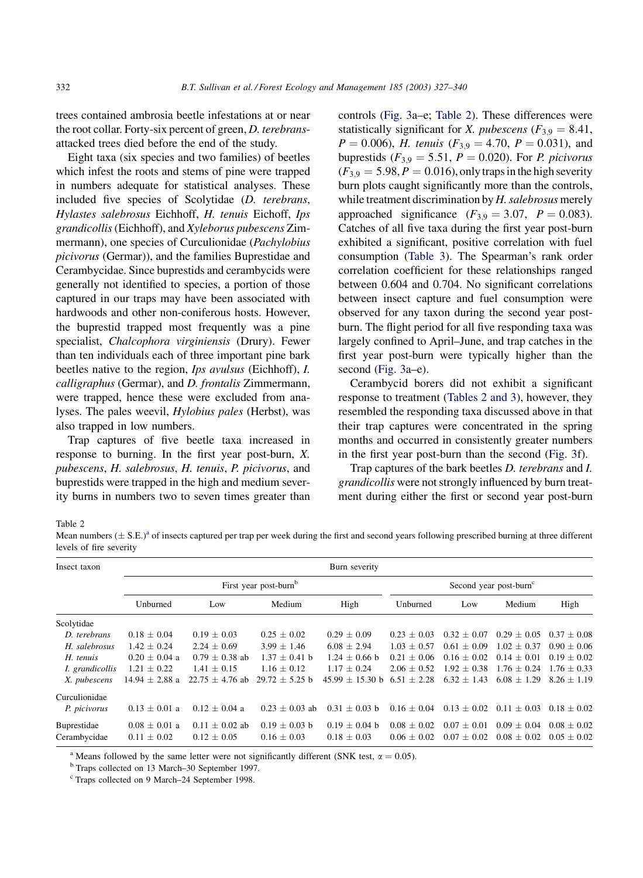trees contained ambrosia beetle infestations at or near the root collar. Forty-six percent of green, *D. terebrans*-attacked trees died before the end of the study.

Eight taxa (six species and two families) of beetles which infest the roots and stems of pine were trapped in numbers adequate for statistical analyses. These included five species of Scolytidae (*D. terebrans*, *Hylastes salebrosus* Eichhoff, *H. tenuis* Eichoff, *Ips grandicollis* (Eichhoff), and *Xyleborus pubescens* Zimmermann), one species of Curculionidae (*Pachylobius picivorus* (Germar)), and the families Buprestidae and Cerambycidae. Since buprestids and cerambycids were generally not identified to species, a portion of those captured in our traps may have been associated with hardwoods and other non-coniferous hosts. However, the buprestid trapped most frequently was a pine specialist, *Chalcophora virginiensis* (Drury). Fewer than ten individuals each of three important pine bark beetles native to the region, *Ips avulsus* (Eichhoff), *I. calligraphus* (Germar), and *D. frontalis* Zimmermann, were trapped, hence these were excluded from analyses. The pales weevil, *Hylobius pales* (Herbst), was also trapped in low numbers.

Trap captures of five beetle taxa increased in response to burning. In the first year post-burn, *X. pubescens*, *H. salebrosus*, *H. tenuis*, *P. picivorus*, and buprestids were trapped in the high and medium severity burns in numbers two to seven times greater than controls (Fig. 3a–e; Table 2). These differences were statistically significant for *X. pubescens* ($F_{3,9} = 8.41$, $P = 0.006$), *H. tenuis* ($F_{3,9} = 4.70$, $P = 0.031$), and buprestids ($F_{3,9} = 5.51$, $P = 0.020$). For *P. picivorus* ($F_{3,9} = 5.98$, $P = 0.016$), only traps in the high severity burn plots caught significantly more than the controls, while treatment discrimination by *H. salebrosus* merely approached significance ($F_{3,9} = 3.07$, $P = 0.083$). Catches of all five taxa during the first year post-burn exhibited a significant, positive correlation with fuel consumption (Table 3). The Spearman's rank order correlation coefficient for these relationships ranged between 0.604 and 0.704. No significant correlations between insect capture and fuel consumption were observed for any taxon during the second year post-burn. The flight period for all five responding taxa was largely confined to April–June, and trap catches in the first year post-burn were typically higher than the second (Fig. 3a–e).

Cerambycid borers did not exhibit a significant response to treatment (Tables 2 and 3), however, they resembled the responding taxa discussed above in that their trap captures were concentrated in the spring months and occurred in consistently greater numbers in the first year post-burn than the second (Fig. 3f).

Trap captures of the bark beetles *D. terebrans* and *I. grandicollis* were not strongly influenced by burn treatment during either the first or second year post-burn

Table 2
Mean numbers (± S.E.)[a] of insects captured per trap per week during the first and second years following prescribed burning at three different levels of fire severity

| Insect taxon | Burn severity | | | | | | | |
|---|---|---|---|---|---|---|---|---|
| | First year post-burn[b] | | | | Second year post-burn[c] | | | |
| | Unburned | Low | Medium | High | Unburned | Low | Medium | High |
| Scolytidae | | | | | | | | |
| *D. terebrans* | 0.18 ± 0.04 | 0.19 ± 0.03 | 0.25 ± 0.02 | 0.29 ± 0.09 | 0.23 ± 0.03 | 0.32 ± 0.07 | 0.29 ± 0.05 | 0.37 ± 0.08 |
| *H. salebrosus* | 1.42 ± 0.24 | 2.24 ± 0.69 | 3.99 ± 1.46 | 6.08 ± 2.94 | 1.03 ± 0.57 | 0.61 ± 0.09 | 1.02 ± 0.37 | 0.90 ± 0.06 |
| *H. tenuis* | 0.20 ± 0.04 a | 0.79 ± 0.38 ab | 1.37 ± 0.41 b | 1.24 ± 0.66 b | 0.21 ± 0.06 | 0.16 ± 0.02 | 0.14 ± 0.01 | 0.19 ± 0.02 |
| *I. grandicollis* | 1.21 ± 0.22 | 1.41 ± 0.15 | 1.16 ± 0.12 | 1.17 ± 0.24 | 2.06 ± 0.52 | 1.92 ± 0.38 | 1.76 ± 0.24 | 1.76 ± 0.33 |
| *X. pubescens* | 14.94 ± 2.88 a | 22.75 ± 4.76 ab | 29.72 ± 5.25 b | 45.99 ± 15.30 b | 6.51 ± 2.28 | 6.32 ± 1.43 | 6.08 ± 1.29 | 8.26 ± 1.19 |
| Curculionidae | | | | | | | | |
| *P. picivorus* | 0.13 ± 0.01 a | 0.12 ± 0.04 a | 0.23 ± 0.03 ab | 0.31 ± 0.03 b | 0.16 ± 0.04 | 0.13 ± 0.02 | 0.11 ± 0.03 | 0.18 ± 0.02 |
| Buprestidae | 0.08 ± 0.01 a | 0.11 ± 0.02 ab | 0.19 ± 0.03 b | 0.19 ± 0.04 b | 0.08 ± 0.02 | 0.07 ± 0.01 | 0.09 ± 0.04 | 0.08 ± 0.02 |
| Cerambycidae | 0.11 ± 0.02 | 0.12 ± 0.05 | 0.16 ± 0.03 | 0.18 ± 0.03 | 0.06 ± 0.02 | 0.07 ± 0.02 | 0.08 ± 0.02 | 0.05 ± 0.02 |

[a] Means followed by the same letter were not significantly different (SNK test, $\alpha = 0.05$).
[b] Traps collected on 13 March–30 September 1997.
[c] Traps collected on 9 March–24 September 1998.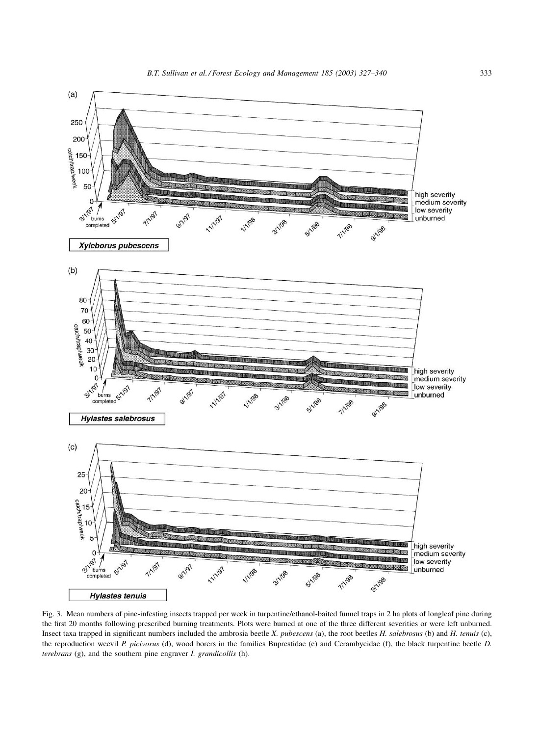Fig. 3. Mean numbers of pine-infesting insects trapped per week in turpentine/ethanol-baited funnel traps in 2 ha plots of longleaf pine during the first 20 months following prescribed burning treatments. Plots were burned at one of the three different severities or were left unburned. Insect taxa trapped in significant numbers included the ambrosia beetle *X. pubescens* (a), the root beetles *H. salebrosus* (b) and *H. tenuis* (c), the reproduction weevil *P. picivorus* (d), wood borers in the families Buprestidae (e) and Cerambycidae (f), the black turpentine beetle *D. terebrans* (g), and the southern pine engraver *I. grandicollis* (h).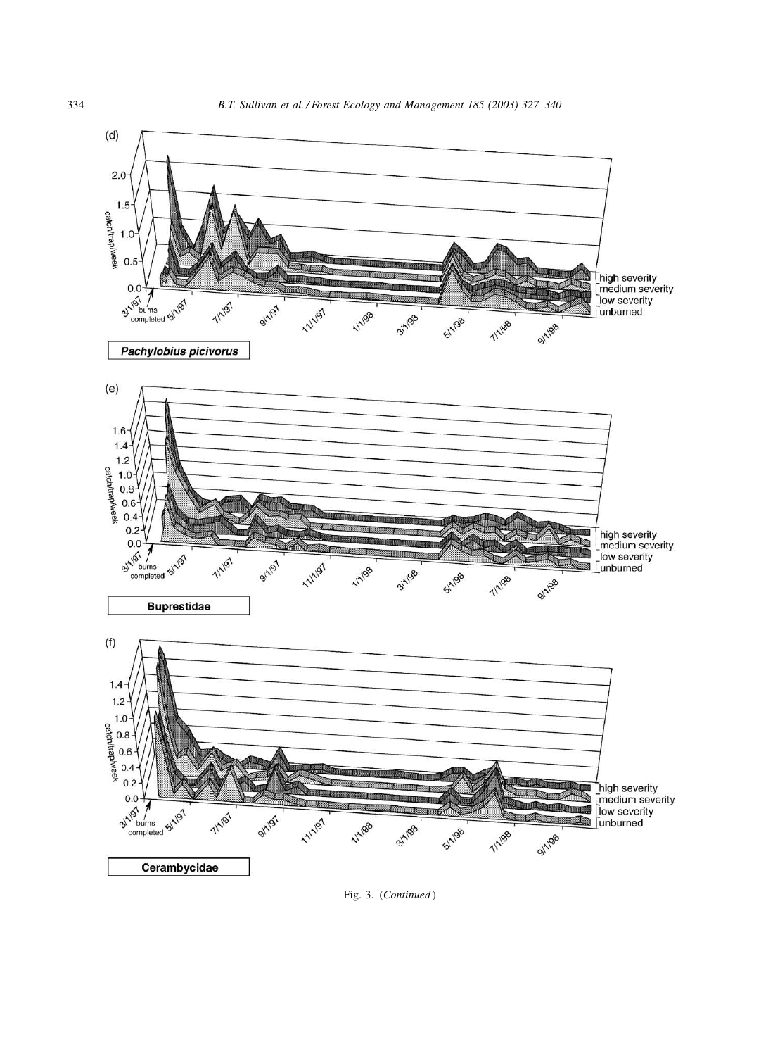Fig. 3. (*Continued*)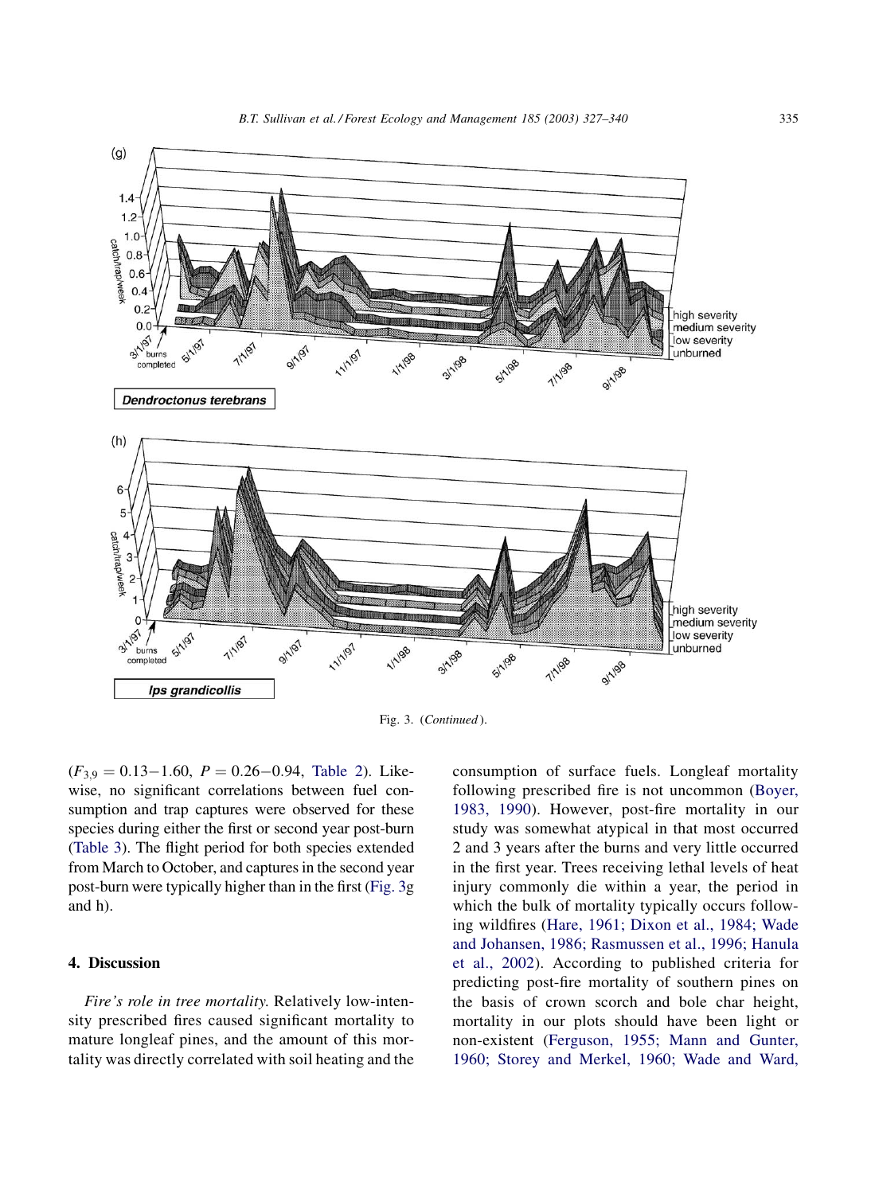Fig. 3. (*Continued*).

($F_{3,9} = 0.13$–$1.60$, $P = 0.26$–$0.94$, Table 2). Likewise, no significant correlations between fuel consumption and trap captures were observed for these species during either the first or second year post-burn (Table 3). The flight period for both species extended from March to October, and captures in the second year post-burn were typically higher than in the first (Fig. 3g and h).

## 4. Discussion

*Fire's role in tree mortality.* Relatively low-intensity prescribed fires caused significant mortality to mature longleaf pines, and the amount of this mortality was directly correlated with soil heating and the consumption of surface fuels. Longleaf mortality following prescribed fire is not uncommon (Boyer, 1983, 1990). However, post-fire mortality in our study was somewhat atypical in that most occurred 2 and 3 years after the burns and very little occurred in the first year. Trees receiving lethal levels of heat injury commonly die within a year, the period in which the bulk of mortality typically occurs following wildfires (Hare, 1961; Dixon et al., 1984; Wade and Johansen, 1986; Rasmussen et al., 1996; Hanula et al., 2002). According to published criteria for predicting post-fire mortality of southern pines on the basis of crown scorch and bole char height, mortality in our plots should have been light or non-existent (Ferguson, 1955; Mann and Gunter, 1960; Storey and Merkel, 1960; Wade and Ward,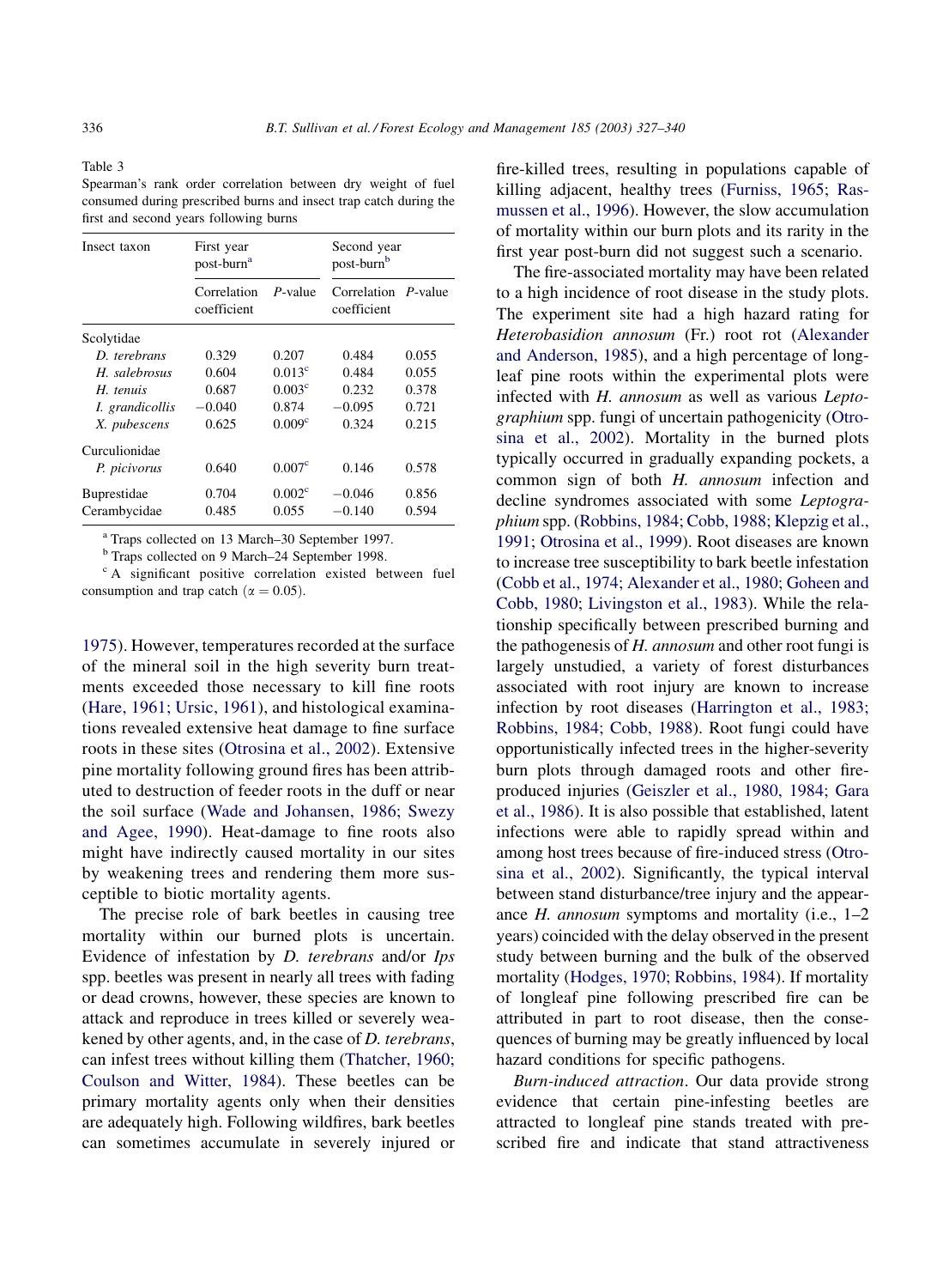Table 3
Spearman's rank order correlation between dry weight of fuel consumed during prescribed burns and insect trap catch during the first and second years following burns

| Insect taxon | First year post-burn[a] | | Second year post-burn[b] | |
|---|---|---|---|---|
| | Correlation coefficient | *P*-value | Correlation coefficient | *P*-value |
| Scolytidae | | | | |
| *D. terebrans* | 0.329 | 0.207 | 0.484 | 0.055 |
| *H. salebrosus* | 0.604 | 0.013[c] | 0.484 | 0.055 |
| *H. tenuis* | 0.687 | 0.003[c] | 0.232 | 0.378 |
| *I. grandicollis* | −0.040 | 0.874 | −0.095 | 0.721 |
| *X. pubescens* | 0.625 | 0.009[c] | 0.324 | 0.215 |
| Curculionidae | | | | |
| *P. picivorus* | 0.640 | 0.007[c] | 0.146 | 0.578 |
| Buprestidae | 0.704 | 0.002[c] | −0.046 | 0.856 |
| Cerambycidae | 0.485 | 0.055 | −0.140 | 0.594 |

[a] Traps collected on 13 March–30 September 1997.

[b] Traps collected on 9 March–24 September 1998.

[c] A significant positive correlation existed between fuel consumption and trap catch ($\alpha = 0.05$).

1975). However, temperatures recorded at the surface of the mineral soil in the high severity burn treatments exceeded those necessary to kill fine roots (Hare, 1961; Ursic, 1961), and histological examinations revealed extensive heat damage to fine surface roots in these sites (Otrosina et al., 2002). Extensive pine mortality following ground fires has been attributed to destruction of feeder roots in the duff or near the soil surface (Wade and Johansen, 1986; Swezy and Agee, 1990). Heat-damage to fine roots also might have indirectly caused mortality in our sites by weakening trees and rendering them more susceptible to biotic mortality agents.

The precise role of bark beetles in causing tree mortality within our burned plots is uncertain. Evidence of infestation by *D. terebrans* and/or *Ips* spp. beetles was present in nearly all trees with fading or dead crowns, however, these species are known to attack and reproduce in trees killed or severely weakened by other agents, and, in the case of *D. terebrans*, can infest trees without killing them (Thatcher, 1960; Coulson and Witter, 1984). These beetles can be primary mortality agents only when their densities are adequately high. Following wildfires, bark beetles can sometimes accumulate in severely injured or fire-killed trees, resulting in populations capable of killing adjacent, healthy trees (Furniss, 1965; Rasmussen et al., 1996). However, the slow accumulation of mortality within our burn plots and its rarity in the first year post-burn did not suggest such a scenario.

The fire-associated mortality may have been related to a high incidence of root disease in the study plots. The experiment site had a high hazard rating for *Heterobasidion annosum* (Fr.) root rot (Alexander and Anderson, 1985), and a high percentage of longleaf pine roots within the experimental plots were infected with *H. annosum* as well as various *Leptographium* spp. fungi of uncertain pathogenicity (Otrosina et al., 2002). Mortality in the burned plots typically occurred in gradually expanding pockets, a common sign of both *H. annosum* infection and decline syndromes associated with some *Leptographium* spp. (Robbins, 1984; Cobb, 1988; Klepzig et al., 1991; Otrosina et al., 1999). Root diseases are known to increase tree susceptibility to bark beetle infestation (Cobb et al., 1974; Alexander et al., 1980; Goheen and Cobb, 1980; Livingston et al., 1983). While the relationship specifically between prescribed burning and the pathogenesis of *H. annosum* and other root fungi is largely unstudied, a variety of forest disturbances associated with root injury are known to increase infection by root diseases (Harrington et al., 1983; Robbins, 1984; Cobb, 1988). Root fungi could have opportunistically infected trees in the higher-severity burn plots through damaged roots and other fire-produced injuries (Geiszler et al., 1980, 1984; Gara et al., 1986). It is also possible that established, latent infections were able to rapidly spread within and among host trees because of fire-induced stress (Otrosina et al., 2002). Significantly, the typical interval between stand disturbance/tree injury and the appearance *H. annosum* symptoms and mortality (i.e., 1–2 years) coincided with the delay observed in the present study between burning and the bulk of the observed mortality (Hodges, 1970; Robbins, 1984). If mortality of longleaf pine following prescribed fire can be attributed in part to root disease, then the consequences of burning may be greatly influenced by local hazard conditions for specific pathogens.

*Burn-induced attraction*. Our data provide strong evidence that certain pine-infesting beetles are attracted to longleaf pine stands treated with prescribed fire and indicate that stand attractiveness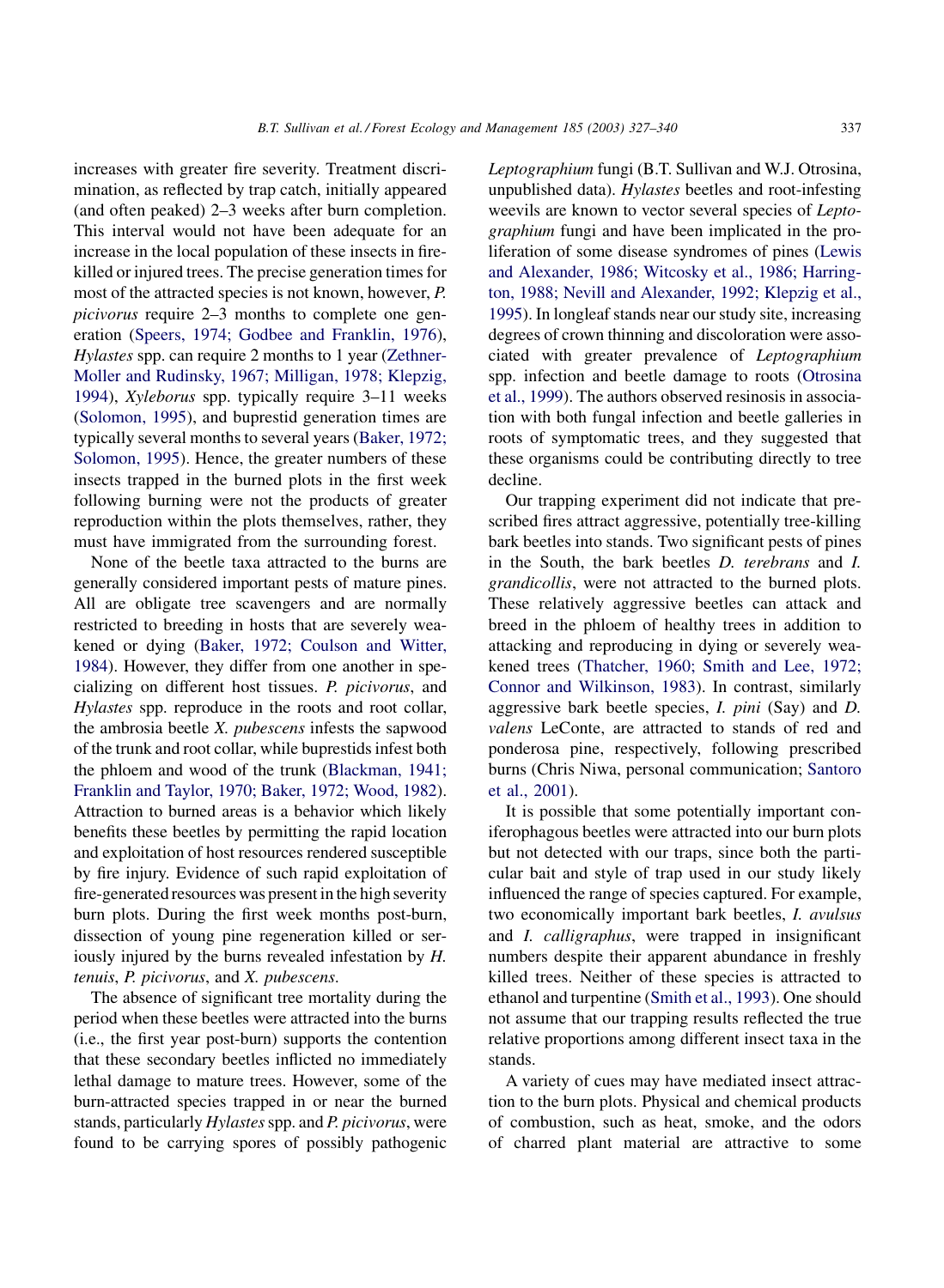increases with greater fire severity. Treatment discrimination, as reflected by trap catch, initially appeared (and often peaked) 2–3 weeks after burn completion. This interval would not have been adequate for an increase in the local population of these insects in fire-killed or injured trees. The precise generation times for most of the attracted species is not known, however, *P. picivorus* require 2–3 months to complete one generation (Speers, 1974; Godbee and Franklin, 1976), *Hylastes* spp. can require 2 months to 1 year (Zethner-Moller and Rudinsky, 1967; Milligan, 1978; Klepzig, 1994), *Xyleborus* spp. typically require 3–11 weeks (Solomon, 1995), and buprestid generation times are typically several months to several years (Baker, 1972; Solomon, 1995). Hence, the greater numbers of these insects trapped in the burned plots in the first week following burning were not the products of greater reproduction within the plots themselves, rather, they must have immigrated from the surrounding forest.

None of the beetle taxa attracted to the burns are generally considered important pests of mature pines. All are obligate tree scavengers and are normally restricted to breeding in hosts that are severely weakened or dying (Baker, 1972; Coulson and Witter, 1984). However, they differ from one another in specializing on different host tissues. *P. picivorus*, and *Hylastes* spp. reproduce in the roots and root collar, the ambrosia beetle *X. pubescens* infests the sapwood of the trunk and root collar, while buprestids infest both the phloem and wood of the trunk (Blackman, 1941; Franklin and Taylor, 1970; Baker, 1972; Wood, 1982). Attraction to burned areas is a behavior which likely benefits these beetles by permitting the rapid location and exploitation of host resources rendered susceptible by fire injury. Evidence of such rapid exploitation of fire-generated resources was present in the high severity burn plots. During the first week months post-burn, dissection of young pine regeneration killed or seriously injured by the burns revealed infestation by *H. tenuis*, *P. picivorus*, and *X. pubescens*.

The absence of significant tree mortality during the period when these beetles were attracted into the burns (i.e., the first year post-burn) supports the contention that these secondary beetles inflicted no immediately lethal damage to mature trees. However, some of the burn-attracted species trapped in or near the burned stands, particularly *Hylastes* spp. and *P. picivorus*, were found to be carrying spores of possibly pathogenic *Leptographium* fungi (B.T. Sullivan and W.J. Otrosina, unpublished data). *Hylastes* beetles and root-infesting weevils are known to vector several species of *Leptographium* fungi and have been implicated in the proliferation of some disease syndromes of pines (Lewis and Alexander, 1986; Witcosky et al., 1986; Harrington, 1988; Nevill and Alexander, 1992; Klepzig et al., 1995). In longleaf stands near our study site, increasing degrees of crown thinning and discoloration were associated with greater prevalence of *Leptographium* spp. infection and beetle damage to roots (Otrosina et al., 1999). The authors observed resinosis in association with both fungal infection and beetle galleries in roots of symptomatic trees, and they suggested that these organisms could be contributing directly to tree decline.

Our trapping experiment did not indicate that prescribed fires attract aggressive, potentially tree-killing bark beetles into stands. Two significant pests of pines in the South, the bark beetles *D. terebrans* and *I. grandicollis*, were not attracted to the burned plots. These relatively aggressive beetles can attack and breed in the phloem of healthy trees in addition to attacking and reproducing in dying or severely weakened trees (Thatcher, 1960; Smith and Lee, 1972; Connor and Wilkinson, 1983). In contrast, similarly aggressive bark beetle species, *I. pini* (Say) and *D. valens* LeConte, are attracted to stands of red and ponderosa pine, respectively, following prescribed burns (Chris Niwa, personal communication; Santoro et al., 2001).

It is possible that some potentially important coniferophagous beetles were attracted into our burn plots but not detected with our traps, since both the particular bait and style of trap used in our study likely influenced the range of species captured. For example, two economically important bark beetles, *I. avulsus* and *I. calligraphus*, were trapped in insignificant numbers despite their apparent abundance in freshly killed trees. Neither of these species is attracted to ethanol and turpentine (Smith et al., 1993). One should not assume that our trapping results reflected the true relative proportions among different insect taxa in the stands.

A variety of cues may have mediated insect attraction to the burn plots. Physical and chemical products of combustion, such as heat, smoke, and the odors of charred plant material are attractive to some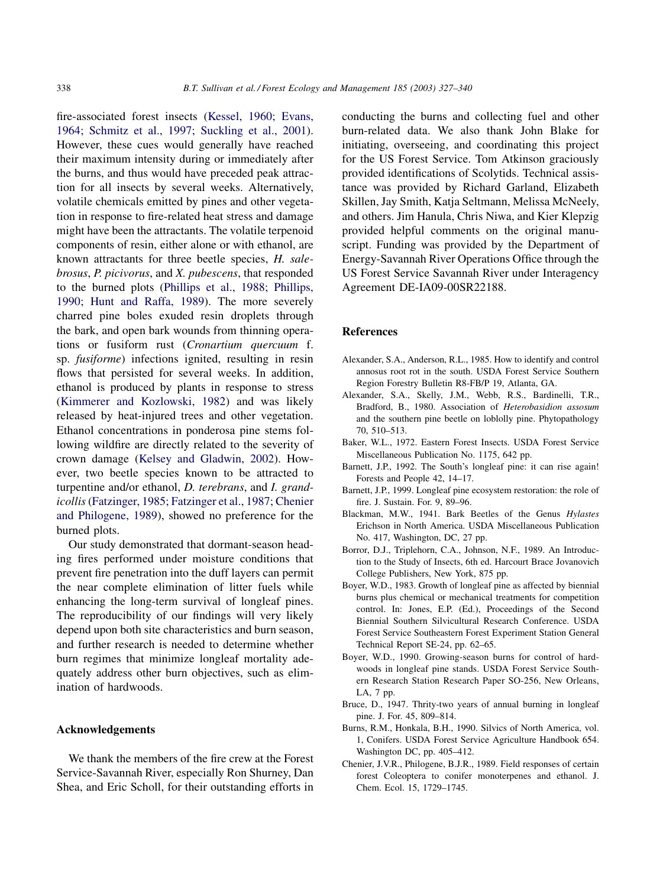fire-associated forest insects (Kessel, 1960; Evans, 1964; Schmitz et al., 1997; Suckling et al., 2001). However, these cues would generally have reached their maximum intensity during or immediately after the burns, and thus would have preceded peak attraction for all insects by several weeks. Alternatively, volatile chemicals emitted by pines and other vegetation in response to fire-related heat stress and damage might have been the attractants. The volatile terpenoid components of resin, either alone or with ethanol, are known attractants for three beetle species, *H. salebrosus*, *P. picivorus*, and *X. pubescens*, that responded to the burned plots (Phillips et al., 1988; Phillips, 1990; Hunt and Raffa, 1989). The more severely charred pine boles exuded resin droplets through the bark, and open bark wounds from thinning operations or fusiform rust (*Cronartium quercuum* f. sp. *fusiforme*) infections ignited, resulting in resin flows that persisted for several weeks. In addition, ethanol is produced by plants in response to stress (Kimmerer and Kozlowski, 1982) and was likely released by heat-injured trees and other vegetation. Ethanol concentrations in ponderosa pine stems following wildfire are directly related to the severity of crown damage (Kelsey and Gladwin, 2002). However, two beetle species known to be attracted to turpentine and/or ethanol, *D. terebrans*, and *I. grandicollis* (Fatzinger, 1985; Fatzinger et al., 1987; Chenier and Philogene, 1989), showed no preference for the burned plots.

Our study demonstrated that dormant-season heading fires performed under moisture conditions that prevent fire penetration into the duff layers can permit the near complete elimination of litter fuels while enhancing the long-term survival of longleaf pines. The reproducibility of our findings will very likely depend upon both site characteristics and burn season, and further research is needed to determine whether burn regimes that minimize longleaf mortality adequately address other burn objectives, such as elimination of hardwoods.

## Acknowledgements

We thank the members of the fire crew at the Forest Service-Savannah River, especially Ron Shurney, Dan Shea, and Eric Scholl, for their outstanding efforts in conducting the burns and collecting fuel and other burn-related data. We also thank John Blake for initiating, overseeing, and coordinating this project for the US Forest Service. Tom Atkinson graciously provided identifications of Scolytids. Technical assistance was provided by Richard Garland, Elizabeth Skillen, Jay Smith, Katja Seltmann, Melissa McNeely, and others. Jim Hanula, Chris Niwa, and Kier Klepzig provided helpful comments on the original manuscript. Funding was provided by the Department of Energy-Savannah River Operations Office through the US Forest Service Savannah River under Interagency Agreement DE-IA09-00SR22188.

## References

Alexander, S.A., Anderson, R.L., 1985. How to identify and control annosus root rot in the south. USDA Forest Service Southern Region Forestry Bulletin R8-FB/P 19, Atlanta, GA.

Alexander, S.A., Skelly, J.M., Webb, R.S., Bardinelli, T.R., Bradford, B., 1980. Association of *Heterobasidion assosum* and the southern pine beetle on loblolly pine. Phytopathology 70, 510–513.

Baker, W.L., 1972. Eastern Forest Insects. USDA Forest Service Miscellaneous Publication No. 1175, 642 pp.

Barnett, J.P., 1992. The South's longleaf pine: it can rise again! Forests and People 42, 14–17.

Barnett, J.P., 1999. Longleaf pine ecosystem restoration: the role of fire. J. Sustain. For. 9, 89–96.

Blackman, M.W., 1941. Bark Beetles of the Genus *Hylastes* Erichson in North America. USDA Miscellaneous Publication No. 417, Washington, DC, 27 pp.

Borror, D.J., Triplehorn, C.A., Johnson, N.F., 1989. An Introduction to the Study of Insects, 6th ed. Harcourt Brace Jovanovich College Publishers, New York, 875 pp.

Boyer, W.D., 1983. Growth of longleaf pine as affected by biennial burns plus chemical or mechanical treatments for competition control. In: Jones, E.P. (Ed.), Proceedings of the Second Biennial Southern Silvicultural Research Conference. USDA Forest Service Southeastern Forest Experiment Station General Technical Report SE-24, pp. 62–65.

Boyer, W.D., 1990. Growing-season burns for control of hardwoods in longleaf pine stands. USDA Forest Service Southern Research Station Research Paper SO-256, New Orleans, LA, 7 pp.

Bruce, D., 1947. Thrity-two years of annual burning in longleaf pine. J. For. 45, 809–814.

Burns, R.M., Honkala, B.H., 1990. Silvics of North America, vol. 1, Conifers. USDA Forest Service Agriculture Handbook 654. Washington DC, pp. 405–412.

Chenier, J.V.R., Philogene, B.J.R., 1989. Field responses of certain forest Coleoptera to conifer monoterpenes and ethanol. J. Chem. Ecol. 15, 1729–1745.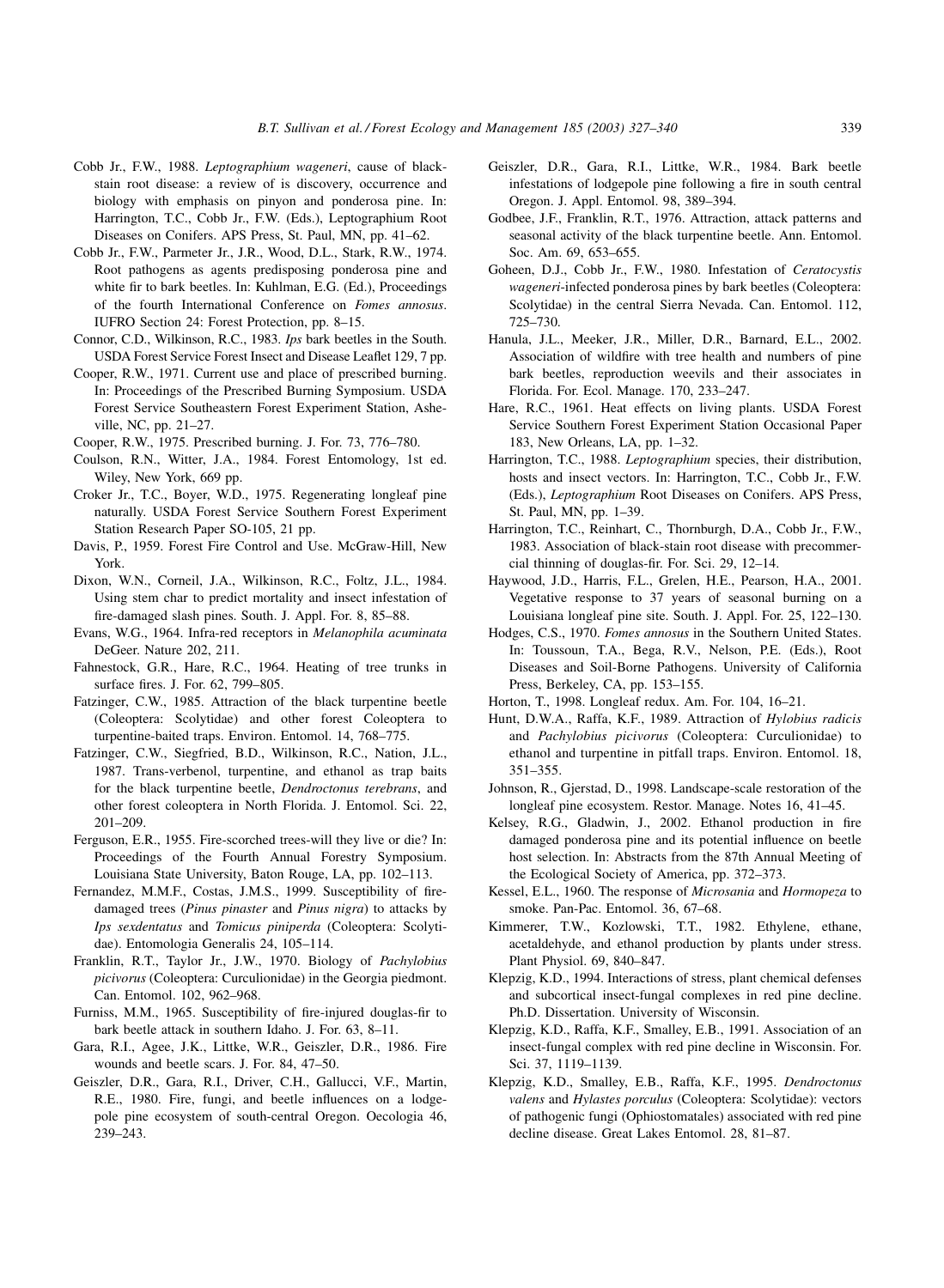Cobb Jr., F.W., 1988. *Leptographium wageneri*, cause of black-stain root disease: a review of is discovery, occurrence and biology with emphasis on pinyon and ponderosa pine. In: Harrington, T.C., Cobb Jr., F.W. (Eds.), Leptographium Root Diseases on Conifers. APS Press, St. Paul, MN, pp. 41–62.

Cobb Jr., F.W., Parmeter Jr., J.R., Wood, D.L., Stark, R.W., 1974. Root pathogens as agents predisposing ponderosa pine and white fir to bark beetles. In: Kuhlman, E.G. (Ed.), Proceedings of the fourth International Conference on *Fomes annosus*. IUFRO Section 24: Forest Protection, pp. 8–15.

Connor, C.D., Wilkinson, R.C., 1983. *Ips* bark beetles in the South. USDA Forest Service Forest Insect and Disease Leaflet 129, 7 pp.

Cooper, R.W., 1971. Current use and place of prescribed burning. In: Proceedings of the Prescribed Burning Symposium. USDA Forest Service Southeastern Forest Experiment Station, Asheville, NC, pp. 21–27.

Cooper, R.W., 1975. Prescribed burning. J. For. 73, 776–780.

Coulson, R.N., Witter, J.A., 1984. Forest Entomology, 1st ed. Wiley, New York, 669 pp.

Croker Jr., T.C., Boyer, W.D., 1975. Regenerating longleaf pine naturally. USDA Forest Service Southern Forest Experiment Station Research Paper SO-105, 21 pp.

Davis, P., 1959. Forest Fire Control and Use. McGraw-Hill, New York.

Dixon, W.N., Corneil, J.A., Wilkinson, R.C., Foltz, J.L., 1984. Using stem char to predict mortality and insect infestation of fire-damaged slash pines. South. J. Appl. For. 8, 85–88.

Evans, W.G., 1964. Infra-red receptors in *Melanophila acuminata* DeGeer. Nature 202, 211.

Fahnestock, G.R., Hare, R.C., 1964. Heating of tree trunks in surface fires. J. For. 62, 799–805.

Fatzinger, C.W., 1985. Attraction of the black turpentine beetle (Coleoptera: Scolytidae) and other forest Coleoptera to turpentine-baited traps. Environ. Entomol. 14, 768–775.

Fatzinger, C.W., Siegfried, B.D., Wilkinson, R.C., Nation, J.L., 1987. Trans-verbenol, turpentine, and ethanol as trap baits for the black turpentine beetle, *Dendroctonus terebrans*, and other forest coleoptera in North Florida. J. Entomol. Sci. 22, 201–209.

Ferguson, E.R., 1955. Fire-scorched trees-will they live or die? In: Proceedings of the Fourth Annual Forestry Symposium. Louisiana State University, Baton Rouge, LA, pp. 102–113.

Fernandez, M.M.F., Costas, J.M.S., 1999. Susceptibility of fire-damaged trees (*Pinus pinaster* and *Pinus nigra*) to attacks by *Ips sexdentatus* and *Tomicus piniperda* (Coleoptera: Scolytidae). Entomologia Generalis 24, 105–114.

Franklin, R.T., Taylor Jr., J.W., 1970. Biology of *Pachylobius picivorus* (Coleoptera: Curculionidae) in the Georgia piedmont. Can. Entomol. 102, 962–968.

Furniss, M.M., 1965. Susceptibility of fire-injured douglas-fir to bark beetle attack in southern Idaho. J. For. 63, 8–11.

Gara, R.I., Agee, J.K., Littke, W.R., Geiszler, D.R., 1986. Fire wounds and beetle scars. J. For. 84, 47–50.

Geiszler, D.R., Gara, R.I., Driver, C.H., Gallucci, V.F., Martin, R.E., 1980. Fire, fungi, and beetle influences on a lodgepole pine ecosystem of south-central Oregon. Oecologia 46, 239–243.

Geiszler, D.R., Gara, R.I., Littke, W.R., 1984. Bark beetle infestations of lodgepole pine following a fire in south central Oregon. J. Appl. Entomol. 98, 389–394.

Godbee, J.F., Franklin, R.T., 1976. Attraction, attack patterns and seasonal activity of the black turpentine beetle. Ann. Entomol. Soc. Am. 69, 653–655.

Goheen, D.J., Cobb Jr., F.W., 1980. Infestation of *Ceratocystis wageneri*-infected ponderosa pines by bark beetles (Coleoptera: Scolytidae) in the central Sierra Nevada. Can. Entomol. 112, 725–730.

Hanula, J.L., Meeker, J.R., Miller, D.R., Barnard, E.L., 2002. Association of wildfire with tree health and numbers of pine bark beetles, reproduction weevils and their associates in Florida. For. Ecol. Manage. 170, 233–247.

Hare, R.C., 1961. Heat effects on living plants. USDA Forest Service Southern Forest Experiment Station Occasional Paper 183, New Orleans, LA, pp. 1–32.

Harrington, T.C., 1988. *Leptographium* species, their distribution, hosts and insect vectors. In: Harrington, T.C., Cobb Jr., F.W. (Eds.), *Leptographium* Root Diseases on Conifers. APS Press, St. Paul, MN, pp. 1–39.

Harrington, T.C., Reinhart, C., Thornburgh, D.A., Cobb Jr., F.W., 1983. Association of black-stain root disease with precommercial thinning of douglas-fir. For. Sci. 29, 12–14.

Haywood, J.D., Harris, F.L., Grelen, H.E., Pearson, H.A., 2001. Vegetative response to 37 years of seasonal burning on a Louisiana longleaf pine site. South. J. Appl. For. 25, 122–130.

Hodges, C.S., 1970. *Fomes annosus* in the Southern United States. In: Toussoun, T.A., Bega, R.V., Nelson, P.E. (Eds.), Root Diseases and Soil-Borne Pathogens. University of California Press, Berkeley, CA, pp. 153–155.

Horton, T., 1998. Longleaf redux. Am. For. 104, 16–21.

Hunt, D.W.A., Raffa, K.F., 1989. Attraction of *Hylobius radicis* and *Pachylobius picivorus* (Coleoptera: Curculionidae) to ethanol and turpentine in pitfall traps. Environ. Entomol. 18, 351–355.

Johnson, R., Gjerstad, D., 1998. Landscape-scale restoration of the longleaf pine ecosystem. Restor. Manage. Notes 16, 41–45.

Kelsey, R.G., Gladwin, J., 2002. Ethanol production in fire damaged ponderosa pine and its potential influence on beetle host selection. In: Abstracts from the 87th Annual Meeting of the Ecological Society of America, pp. 372–373.

Kessel, E.L., 1960. The response of *Microsania* and *Hormopeza* to smoke. Pan-Pac. Entomol. 36, 67–68.

Kimmerer, T.W., Kozlowski, T.T., 1982. Ethylene, ethane, acetaldehyde, and ethanol production by plants under stress. Plant Physiol. 69, 840–847.

Klepzig, K.D., 1994. Interactions of stress, plant chemical defenses and subcortical insect-fungal complexes in red pine decline. Ph.D. Dissertation. University of Wisconsin.

Klepzig, K.D., Raffa, K.F., Smalley, E.B., 1991. Association of an insect-fungal complex with red pine decline in Wisconsin. For. Sci. 37, 1119–1139.

Klepzig, K.D., Smalley, E.B., Raffa, K.F., 1995. *Dendroctonus valens* and *Hylastes porculus* (Coleoptera: Scolytidae): vectors of pathogenic fungi (Ophiostomatales) associated with red pine decline disease. Great Lakes Entomol. 28, 81–87.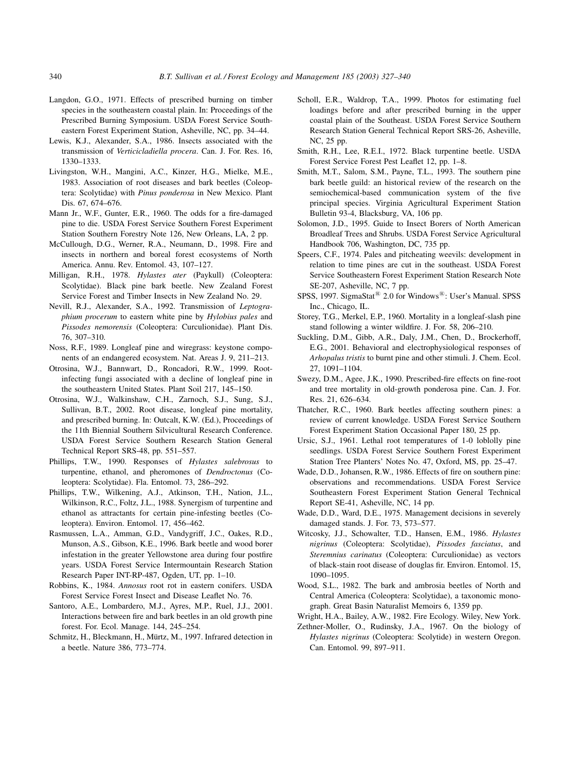Langdon, G.O., 1971. Effects of prescribed burning on timber species in the southeastern coastal plain. In: Proceedings of the Prescribed Burning Symposium. USDA Forest Service Southeastern Forest Experiment Station, Asheville, NC, pp. 34–44.

Lewis, K.J., Alexander, S.A., 1986. Insects associated with the transmission of *Verticicladiella procera*. Can. J. For. Res. 16, 1330–1333.

Livingston, W.H., Mangini, A.C., Kinzer, H.G., Mielke, M.E., 1983. Association of root diseases and bark beetles (Coleoptera: Scolytidae) with *Pinus ponderosa* in New Mexico. Plant Dis. 67, 674–676.

Mann Jr., W.F., Gunter, E.R., 1960. The odds for a fire-damaged pine to die. USDA Forest Service Southern Forest Experiment Station Southern Forestry Note 126, New Orleans, LA, 2 pp.

McCullough, D.G., Werner, R.A., Neumann, D., 1998. Fire and insects in northern and boreal forest ecosystems of North America. Annu. Rev. Entomol. 43, 107–127.

Milligan, R.H., 1978. *Hylastes ater* (Paykull) (Coleoptera: Scolytidae). Black pine bark beetle. New Zealand Forest Service Forest and Timber Insects in New Zealand No. 29.

Nevill, R.J., Alexander, S.A., 1992. Transmission of *Leptographium procerum* to eastern white pine by *Hylobius pales* and *Pissodes nemorensis* (Coleoptera: Curculionidae). Plant Dis. 76, 307–310.

Noss, R.F., 1989. Longleaf pine and wiregrass: keystone components of an endangered ecosystem. Nat. Areas J. 9, 211–213.

Otrosina, W.J., Bannwart, D., Roncadori, R.W., 1999. Root-infecting fungi associated with a decline of longleaf pine in the southeastern United States. Plant Soil 217, 145–150.

Otrosina, W.J., Walkinshaw, C.H., Zarnoch, S.J., Sung, S.J., Sullivan, B.T., 2002. Root disease, longleaf pine mortality, and prescribed burning. In: Outcalt, K.W. (Ed.), Proceedings of the 11th Biennial Southern Silvicultural Research Conference. USDA Forest Service Southern Research Station General Technical Report SRS-48, pp. 551–557.

Phillips, T.W., 1990. Responses of *Hylastes salebrosus* to turpentine, ethanol, and pheromones of *Dendroctonus* (Coleoptera: Scolytidae). Fla. Entomol. 73, 286–292.

Phillips, T.W., Wilkening, A.J., Atkinson, T.H., Nation, J.L., Wilkinson, R.C., Foltz, J.L., 1988. Synergism of turpentine and ethanol as attractants for certain pine-infesting beetles (Coleoptera). Environ. Entomol. 17, 456–462.

Rasmussen, L.A., Amman, G.D., Vandygriff, J.C., Oakes, R.D., Munson, A.S., Gibson, K.E., 1996. Bark beetle and wood borer infestation in the greater Yellowstone area during four postfire years. USDA Forest Service Intermountain Research Station Research Paper INT-RP-487, Ogden, UT, pp. 1–10.

Robbins, K., 1984. *Annosus* root rot in eastern conifers. USDA Forest Service Forest Insect and Disease Leaflet No. 76.

Santoro, A.E., Lombardero, M.J., Ayres, M.P., Ruel, J.J., 2001. Interactions between fire and bark beetles in an old growth pine forest. For. Ecol. Manage. 144, 245–254.

Schmitz, H., Bleckmann, H., Mürtz, M., 1997. Infrared detection in a beetle. Nature 386, 773–774.

Scholl, E.R., Waldrop, T.A., 1999. Photos for estimating fuel loadings before and after prescribed burning in the upper coastal plain of the Southeast. USDA Forest Service Southern Research Station General Technical Report SRS-26, Asheville, NC, 25 pp.

Smith, R.H., Lee, R.E.I., 1972. Black turpentine beetle. USDA Forest Service Forest Pest Leaflet 12, pp. 1–8.

Smith, M.T., Salom, S.M., Payne, T.L., 1993. The southern pine bark beetle guild: an historical review of the research on the semiochemical-based communication system of the five principal species. Virginia Agricultural Experiment Station Bulletin 93-4, Blacksburg, VA, 106 pp.

Solomon, J.D., 1995. Guide to Insect Borers of North American Broadleaf Trees and Shrubs. USDA Forest Service Agricultural Handbook 706, Washington, DC, 735 pp.

Speers, C.F., 1974. Pales and pitcheating weevils: development in relation to time pines are cut in the southeast. USDA Forest Service Southeastern Forest Experiment Station Research Note SE-207, Asheville, NC, 7 pp.

SPSS, 1997. SigmaStat® 2.0 for Windows®: User's Manual. SPSS Inc., Chicago, IL.

Storey, T.G., Merkel, E.P., 1960. Mortality in a longleaf-slash pine stand following a winter wildfire. J. For. 58, 206–210.

Suckling, D.M., Gibb, A.R., Daly, J.M., Chen, D., Brockerhoff, E.G., 2001. Behavioral and electrophysiological responses of *Arhopalus tristis* to burnt pine and other stimuli. J. Chem. Ecol. 27, 1091–1104.

Swezy, D.M., Agee, J.K., 1990. Prescribed-fire effects on fine-root and tree mortality in old-growth ponderosa pine. Can. J. For. Res. 21, 626–634.

Thatcher, R.C., 1960. Bark beetles affecting southern pines: a review of current knowledge. USDA Forest Service Southern Forest Experiment Station Occasional Paper 180, 25 pp.

Ursic, S.J., 1961. Lethal root temperatures of 1-0 loblolly pine seedlings. USDA Forest Service Southern Forest Experiment Station Tree Planters' Notes No. 47, Oxford, MS, pp. 25–47.

Wade, D.D., Johansen, R.W., 1986. Effects of fire on southern pine: observations and recommendations. USDA Forest Service Southeastern Forest Experiment Station General Technical Report SE-41, Asheville, NC, 14 pp.

Wade, D.D., Ward, D.E., 1975. Management decisions in severely damaged stands. J. For. 73, 573–577.

Witcosky, J.J., Schowalter, T.D., Hansen, E.M., 1986. *Hylastes nigrinus* (Coleoptera: Scolytidae), *Pissodes fasciatus*, and *Steremnius carinatus* (Coleoptera: Curculionidae) as vectors of black-stain root disease of douglas fir. Environ. Entomol. 15, 1090–1095.

Wood, S.L., 1982. The bark and ambrosia beetles of North and Central America (Coleoptera: Scolytidae), a taxonomic monograph. Great Basin Naturalist Memoirs 6, 1359 pp.

Wright, H.A., Bailey, A.W., 1982. Fire Ecology. Wiley, New York.

Zethner-Moller, O., Rudinsky, J.A., 1967. On the biology of *Hylastes nigrinus* (Coleoptera: Scolytide) in western Oregon. Can. Entomol. 99, 897–911.